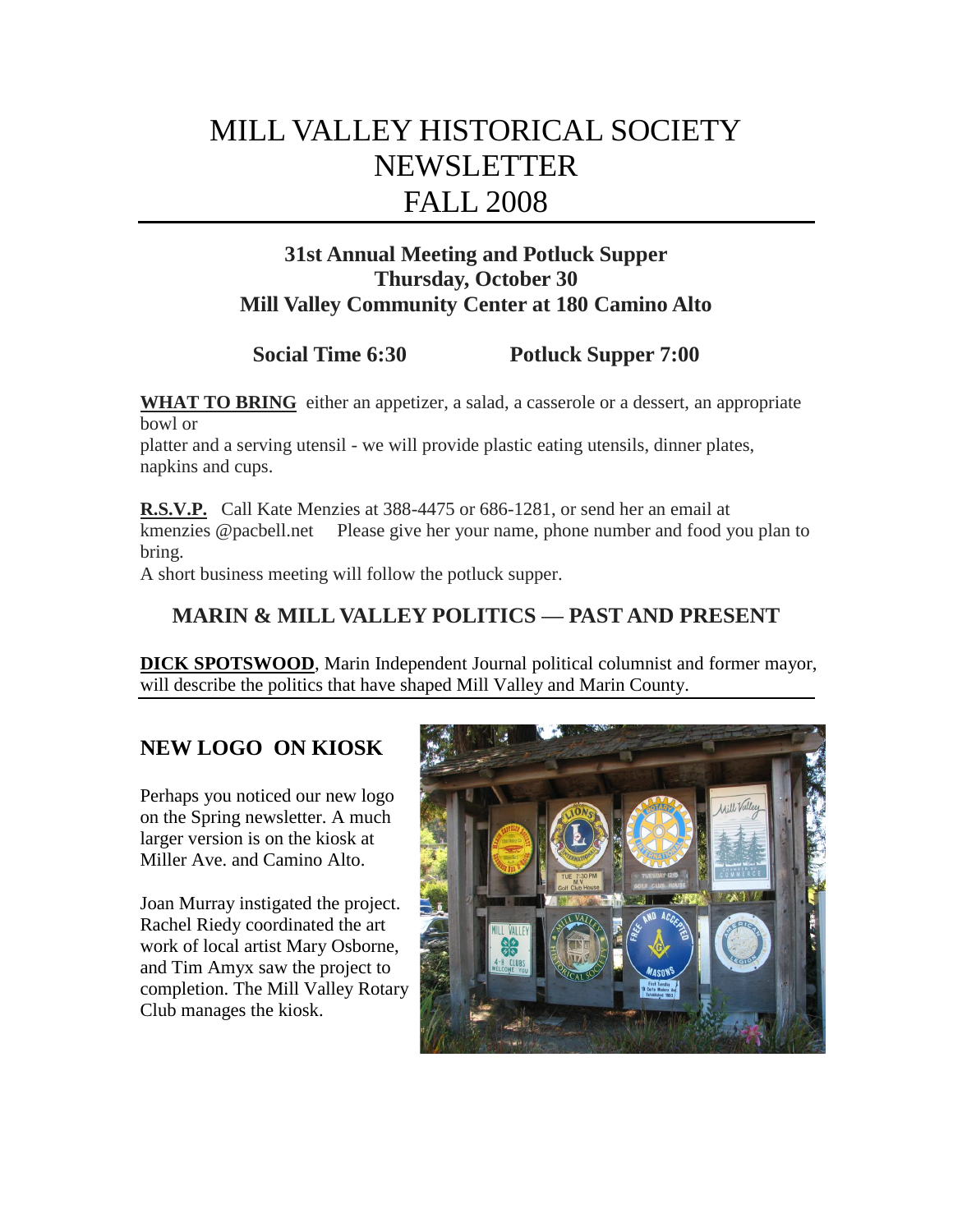# MILL VALLEY HISTORICAL SOCIETY NEWSLETTER FALL 2008

**31st Annual Meeting and Potluck Supper**
**Thursday, October 30**
**Mill Valley Community Center at 180 Camino Alto**

**Social Time 6:30** **Potluck Supper 7:00**

**WHAT TO BRING** either an appetizer, a salad, a casserole or a dessert, an appropriate bowl or platter and a serving utensil - we will provide plastic eating utensils, dinner plates, napkins and cups.

**R.S.V.P.** Call Kate Menzies at 388-4475 or 686-1281, or send her an email at kmenzies @pacbell.net Please give her your name, phone number and food you plan to bring.

A short business meeting will follow the potluck supper.

## MARIN & MILL VALLEY POLITICS — PAST AND PRESENT

**DICK SPOTSWOOD**, Marin Independent Journal political columnist and former mayor, will describe the politics that have shaped Mill Valley and Marin County.

## NEW LOGO ON KIOSK

Perhaps you noticed our new logo on the Spring newsletter. A much larger version is on the kiosk at Miller Ave. and Camino Alto.

Joan Murray instigated the project. Rachel Riedy coordinated the art work of local artist Mary Osborne, and Tim Amyx saw the project to completion. The Mill Valley Rotary Club manages the kiosk.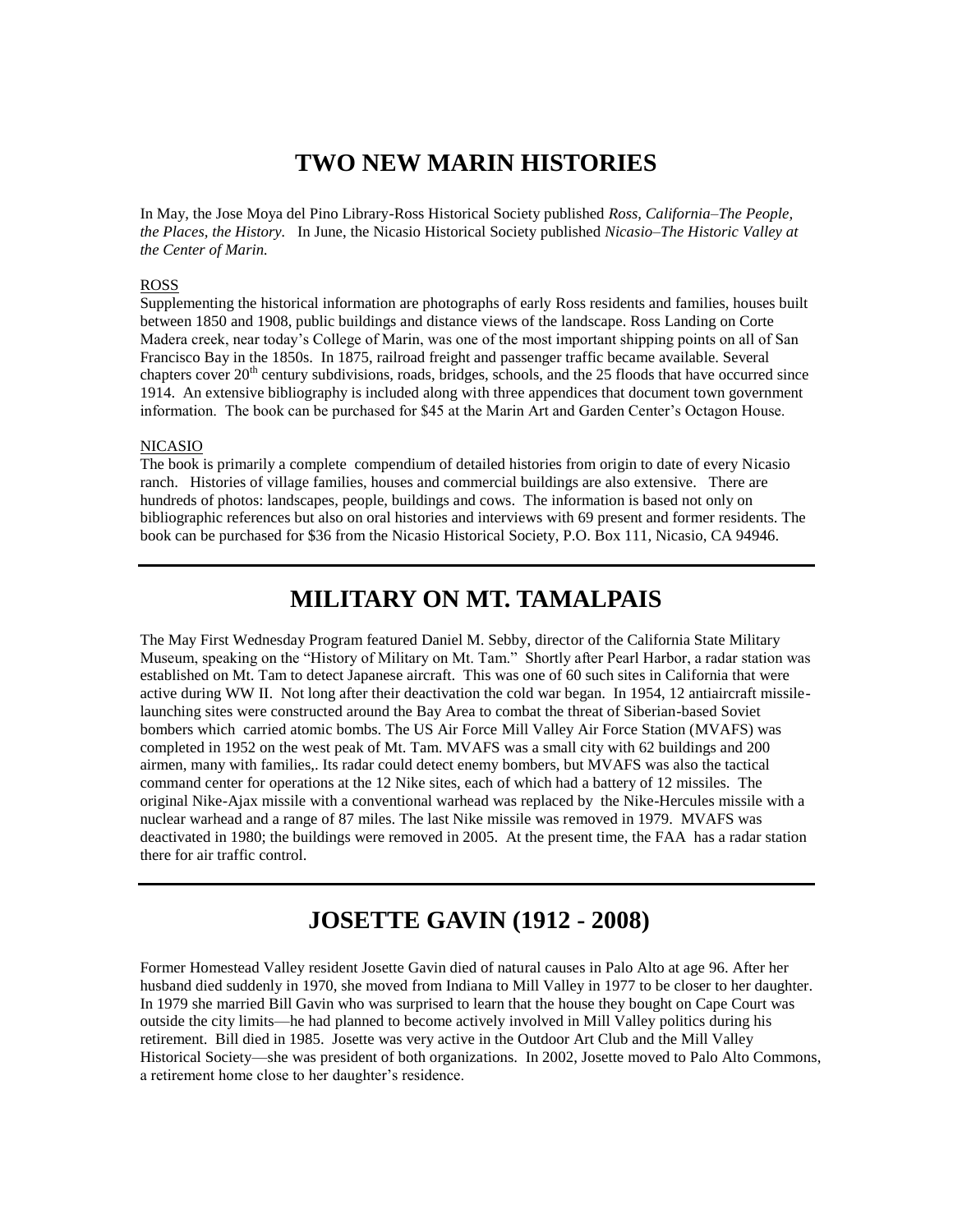# TWO NEW MARIN HISTORIES

In May, the Jose Moya del Pino Library-Ross Historical Society published *Ross, California–The People, the Places, the History*. In June, the Nicasio Historical Society published *Nicasio–The Historic Valley at the Center of Marin.*

ROSS

Supplementing the historical information are photographs of early Ross residents and families, houses built between 1850 and 1908, public buildings and distance views of the landscape. Ross Landing on Corte Madera creek, near today's College of Marin, was one of the most important shipping points on all of San Francisco Bay in the 1850s. In 1875, railroad freight and passenger traffic became available. Several chapters cover 20th century subdivisions, roads, bridges, schools, and the 25 floods that have occurred since 1914. An extensive bibliography is included along with three appendices that document town government information. The book can be purchased for $45 at the Marin Art and Garden Center's Octagon House.

NICASIO

The book is primarily a complete compendium of detailed histories from origin to date of every Nicasio ranch. Histories of village families, houses and commercial buildings are also extensive. There are hundreds of photos: landscapes, people, buildings and cows. The information is based not only on bibliographic references but also on oral histories and interviews with 69 present and former residents. The book can be purchased for $36 from the Nicasio Historical Society, P.O. Box 111, Nicasio, CA 94946.

---

# MILITARY ON MT. TAMALPAIS

The May First Wednesday Program featured Daniel M. Sebby, director of the California State Military Museum, speaking on the "History of Military on Mt. Tam." Shortly after Pearl Harbor, a radar station was established on Mt. Tam to detect Japanese aircraft. This was one of 60 such sites in California that were active during WW II. Not long after their deactivation the cold war began. In 1954, 12 antiaircraft missile-launching sites were constructed around the Bay Area to combat the threat of Siberian-based Soviet bombers which carried atomic bombs. The US Air Force Mill Valley Air Force Station (MVAFS) was completed in 1952 on the west peak of Mt. Tam. MVAFS was a small city with 62 buildings and 200 airmen, many with families,. Its radar could detect enemy bombers, but MVAFS was also the tactical command center for operations at the 12 Nike sites, each of which had a battery of 12 missiles. The original Nike-Ajax missile with a conventional warhead was replaced by the Nike-Hercules missile with a nuclear warhead and a range of 87 miles. The last Nike missile was removed in 1979. MVAFS was deactivated in 1980; the buildings were removed in 2005. At the present time, the FAA has a radar station there for air traffic control.

---

# JOSETTE GAVIN (1912 - 2008)

Former Homestead Valley resident Josette Gavin died of natural causes in Palo Alto at age 96. After her husband died suddenly in 1970, she moved from Indiana to Mill Valley in 1977 to be closer to her daughter. In 1979 she married Bill Gavin who was surprised to learn that the house they bought on Cape Court was outside the city limits—he had planned to become actively involved in Mill Valley politics during his retirement. Bill died in 1985. Josette was very active in the Outdoor Art Club and the Mill Valley Historical Society—she was president of both organizations. In 2002, Josette moved to Palo Alto Commons, a retirement home close to her daughter's residence.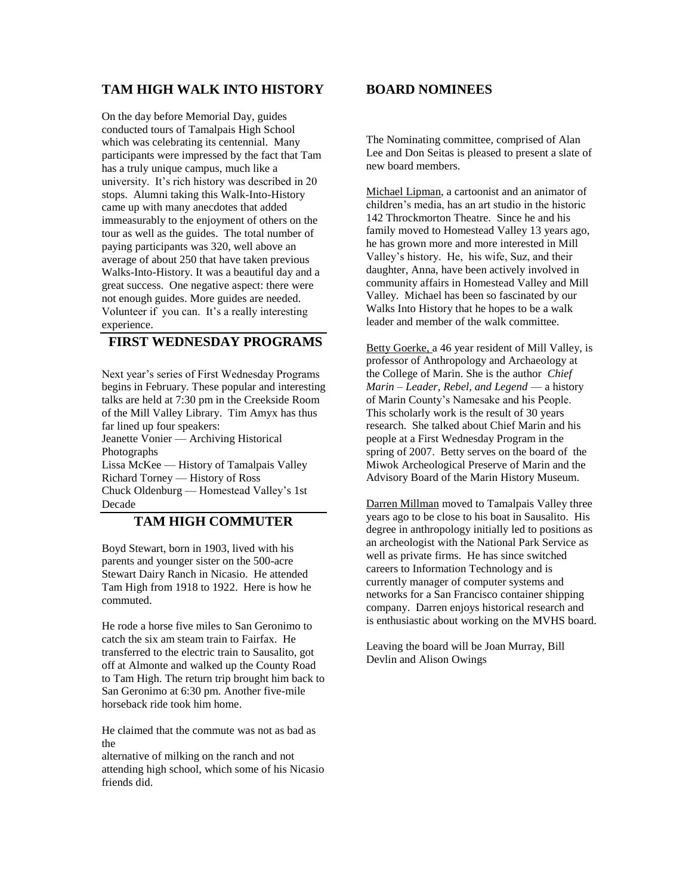## TAM HIGH WALK INTO HISTORY

On the day before Memorial Day, guides conducted tours of Tamalpais High School which was celebrating its centennial. Many participants were impressed by the fact that Tam has a truly unique campus, much like a university. It's rich history was described in 20 stops. Alumni taking this Walk-Into-History came up with many anecdotes that added immeasurably to the enjoyment of others on the tour as well as the guides. The total number of paying participants was 320, well above an average of about 250 that have taken previous Walks-Into-History. It was a beautiful day and a great success. One negative aspect: there were not enough guides. More guides are needed. Volunteer if you can. It's a really interesting experience.

## FIRST WEDNESDAY PROGRAMS

Next year's series of First Wednesday Programs begins in February. These popular and interesting talks are held at 7:30 pm in the Creekside Room of the Mill Valley Library. Tim Amyx has thus far lined up four speakers:

Jeanette Vonier — Archiving Historical Photographs
Lissa McKee — History of Tamalpais Valley
Richard Torney — History of Ross
Chuck Oldenburg — Homestead Valley's 1st Decade

## TAM HIGH COMMUTER

Boyd Stewart, born in 1903, lived with his parents and younger sister on the 500-acre Stewart Dairy Ranch in Nicasio. He attended Tam High from 1918 to 1922. Here is how he commuted.

He rode a horse five miles to San Geronimo to catch the six am steam train to Fairfax. He transferred to the electric train to Sausalito, got off at Almonte and walked up the County Road to Tam High. The return trip brought him back to San Geronimo at 6:30 pm. Another five-mile horseback ride took him home.

He claimed that the commute was not as bad as the alternative of milking on the ranch and not attending high school, which some of his Nicasio friends did.

## BOARD NOMINEES

The Nominating committee, comprised of Alan Lee and Don Seitas is pleased to present a slate of new board members.

Michael Lipman, a cartoonist and an animator of children's media, has an art studio in the historic 142 Throckmorton Theatre. Since he and his family moved to Homestead Valley 13 years ago, he has grown more and more interested in Mill Valley's history. He, his wife, Suz, and their daughter, Anna, have been actively involved in community affairs in Homestead Valley and Mill Valley. Michael has been so fascinated by our Walks Into History that he hopes to be a walk leader and member of the walk committee.

Betty Goerke, a 46 year resident of Mill Valley, is professor of Anthropology and Archaeology at the College of Marin. She is the author *Chief Marin – Leader, Rebel, and Legend* — a history of Marin County's Namesake and his People. This scholarly work is the result of 30 years research. She talked about Chief Marin and his people at a First Wednesday Program in the spring of 2007. Betty serves on the board of the Miwok Archeological Preserve of Marin and the Advisory Board of the Marin History Museum.

Darren Millman moved to Tamalpais Valley three years ago to be close to his boat in Sausalito. His degree in anthropology initially led to positions as an archeologist with the National Park Service as well as private firms. He has since switched careers to Information Technology and is currently manager of computer systems and networks for a San Francisco container shipping company. Darren enjoys historical research and is enthusiastic about working on the MVHS board.

Leaving the board will be Joan Murray, Bill Devlin and Alison Owings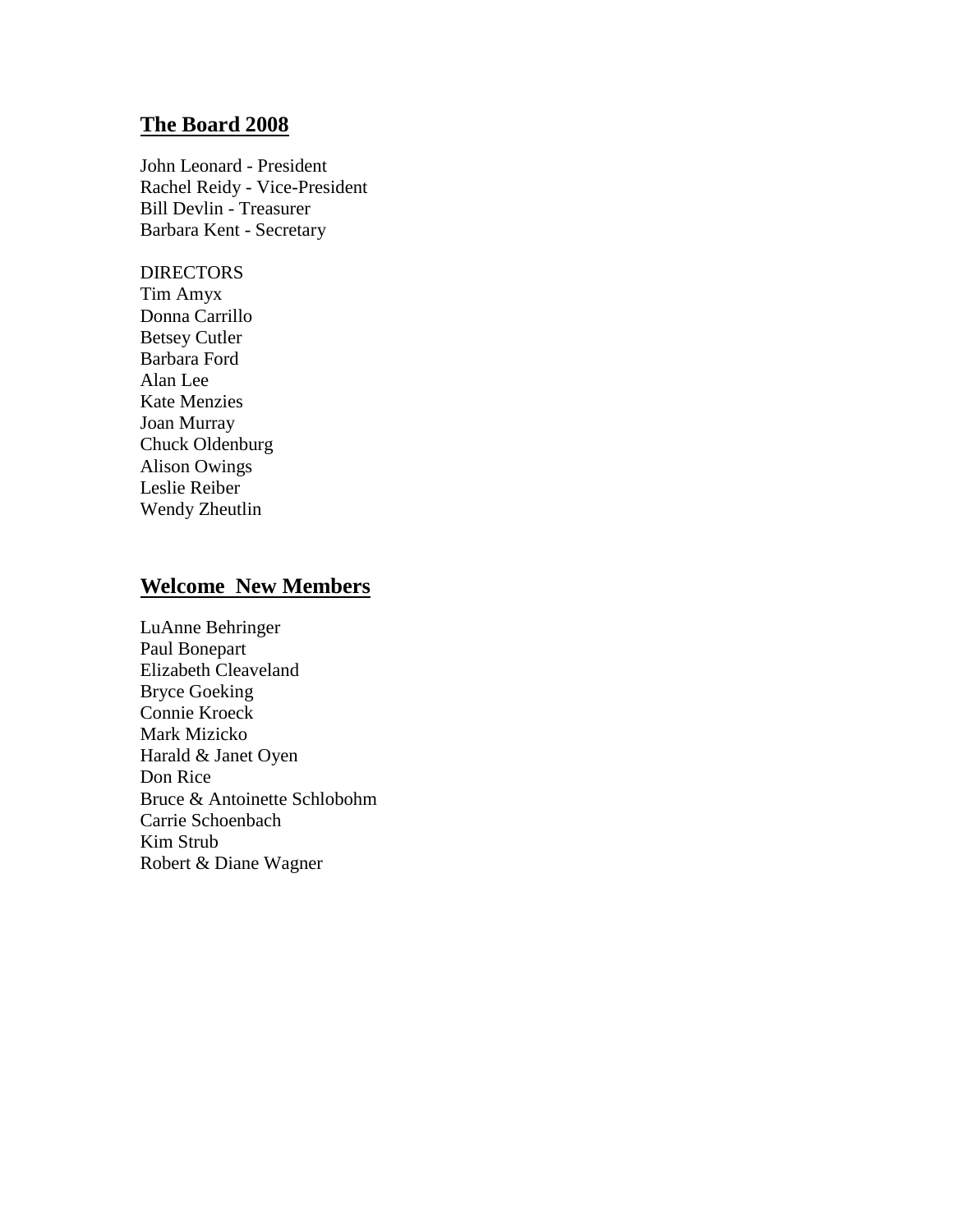## The Board 2008

John Leonard - President
Rachel Reidy - Vice-President
Bill Devlin - Treasurer
Barbara Kent - Secretary

DIRECTORS
Tim Amyx
Donna Carrillo
Betsey Cutler
Barbara Ford
Alan Lee
Kate Menzies
Joan Murray
Chuck Oldenburg
Alison Owings
Leslie Reiber
Wendy Zheutlin

## Welcome New Members

LuAnne Behringer
Paul Bonepart
Elizabeth Cleaveland
Bryce Goeking
Connie Kroeck
Mark Mizicko
Harald & Janet Oyen
Don Rice
Bruce & Antoinette Schlobohm
Carrie Schoenbach
Kim Strub
Robert & Diane Wagner